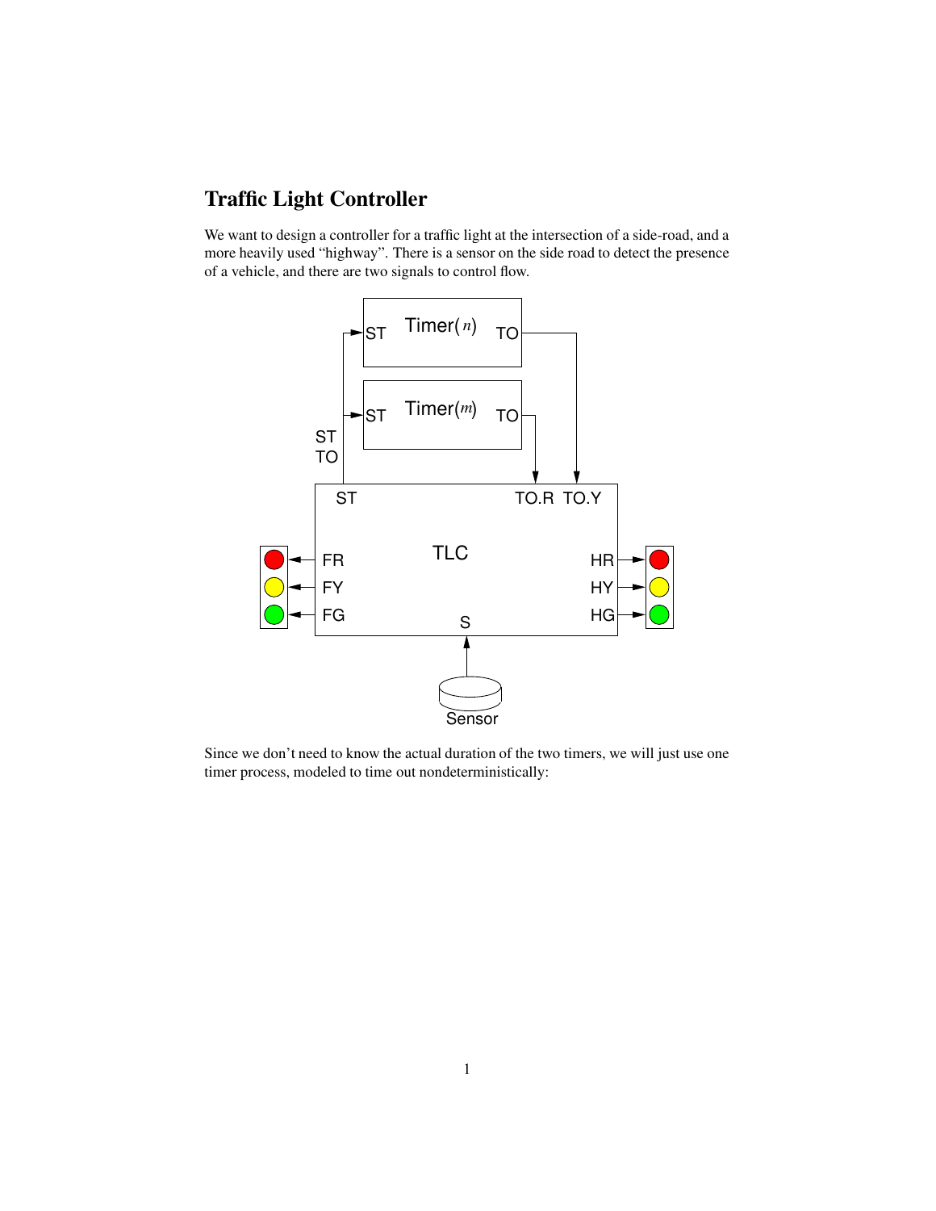# Traffic Light Controller

We want to design a controller for a traffic light at the intersection of a side-road, and a more heavily used "highway". There is a sensor on the side road to detect the presence of a vehicle, and there are two signals to control flow.

Since we don't need to know the actual duration of the two timers, we will just use one timer process, modeled to time out nondeterministically: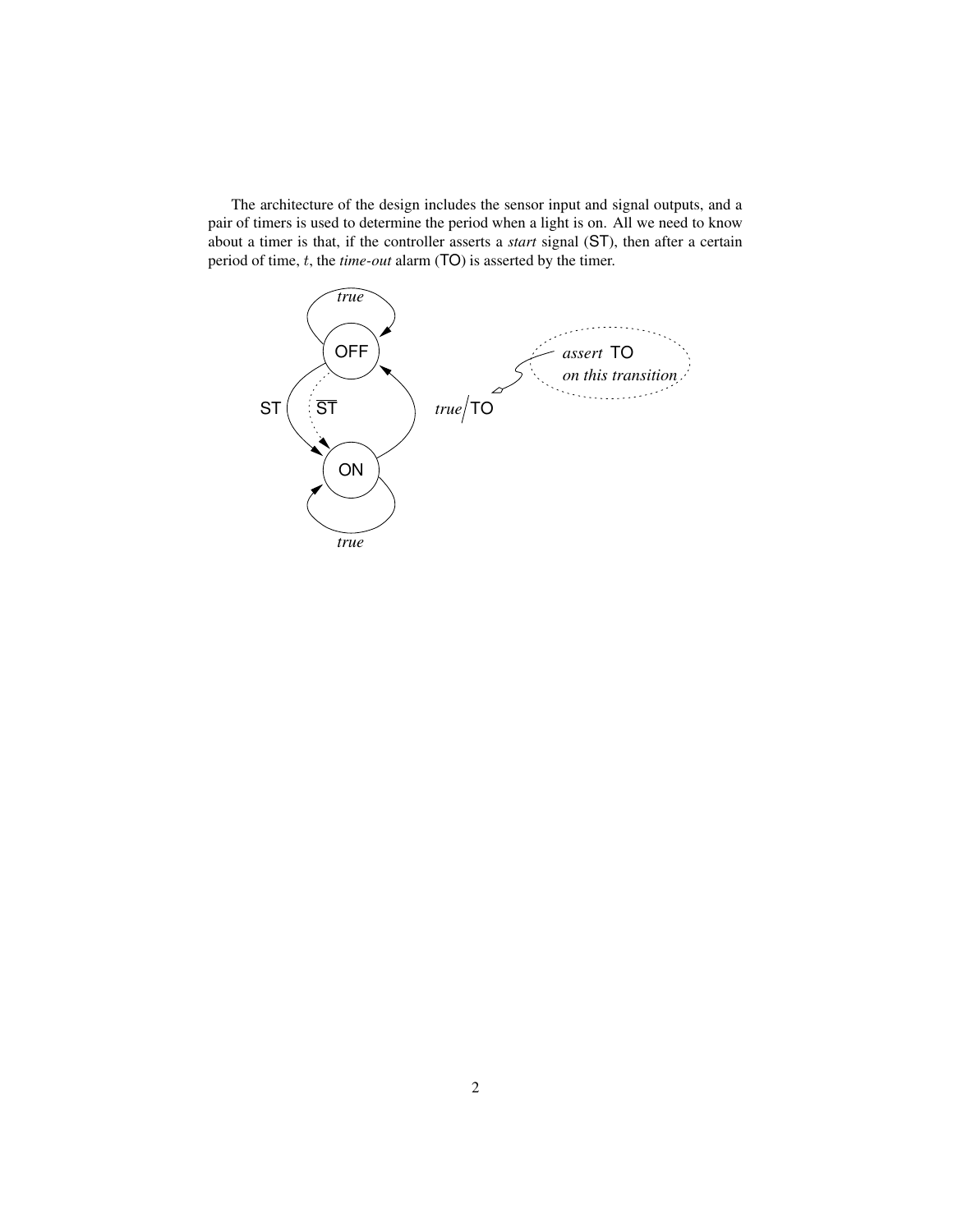The architecture of the design includes the sensor input and signal outputs, and a pair of timers is used to determine the period when a light is on. All we need to know about a timer is that, if the controller asserts a *start* signal (ST), then after a certain period of time, $t$, the *time-out* alarm (TO) is asserted by the timer.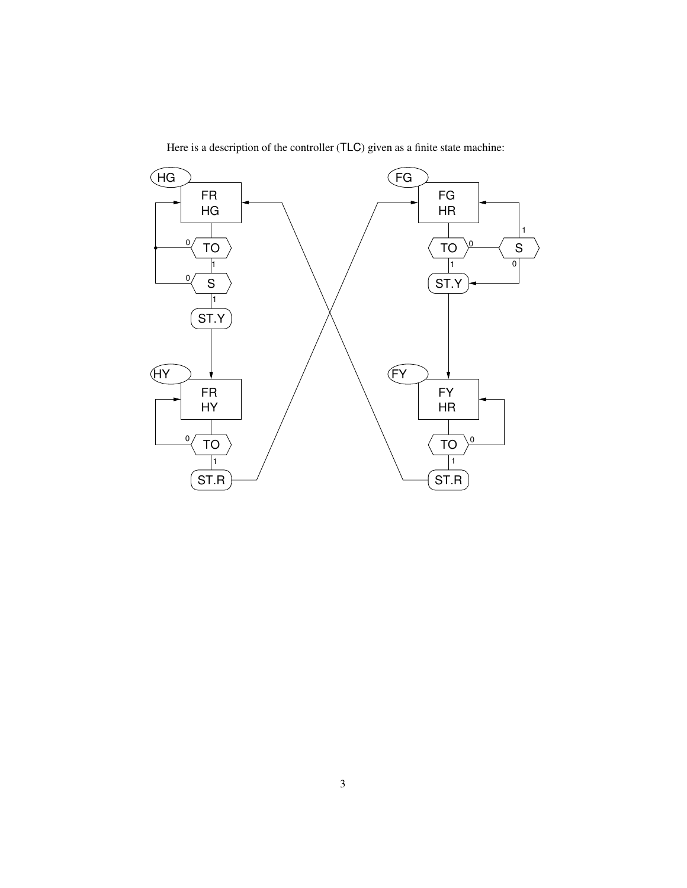Here is a description of the controller (TLC) given as a finite state machine: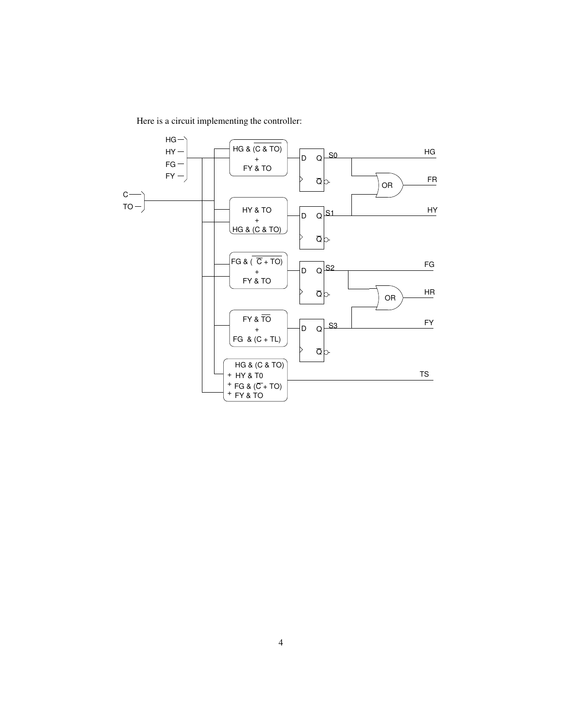Here is a circuit implementing the controller: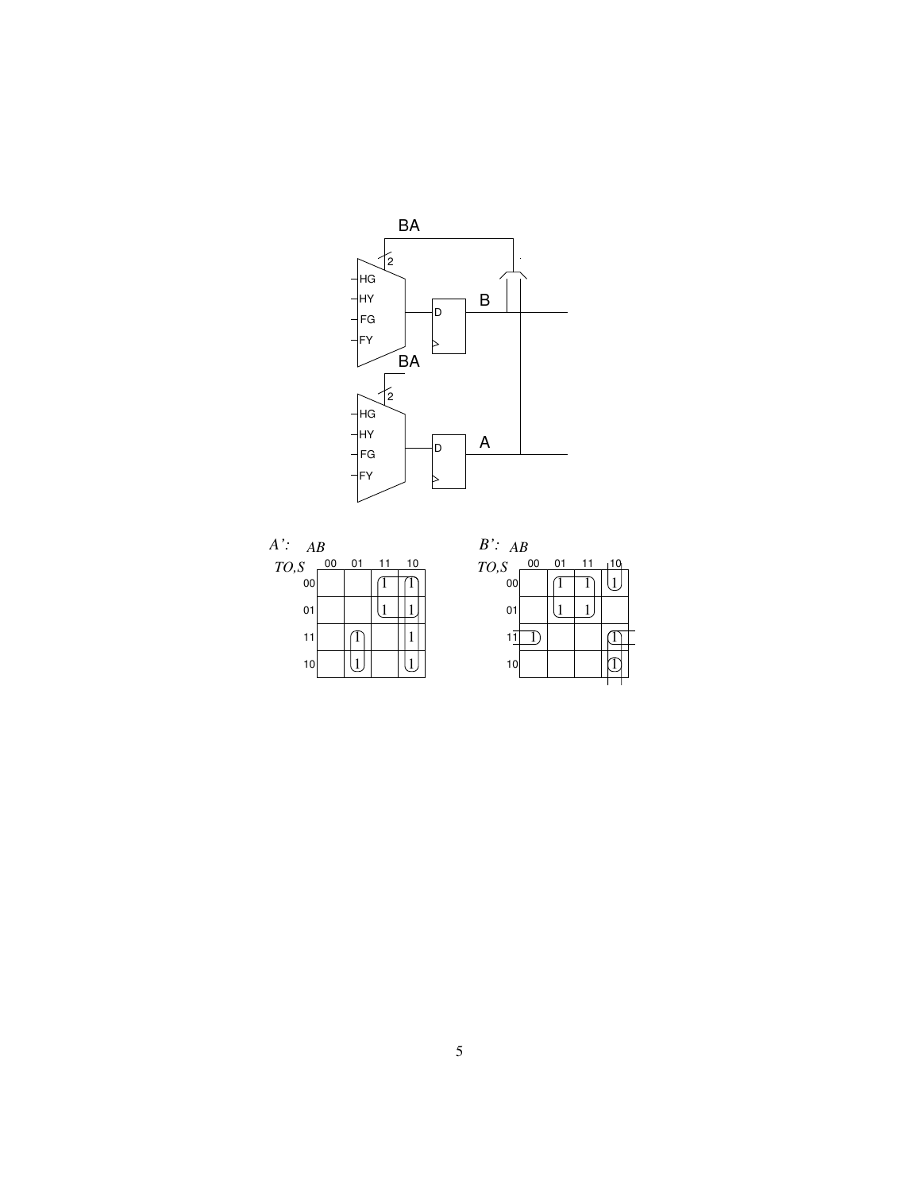BA

2

HG

HY

FG

FY

D

B

BA

2

HG

HY

FG

FY

D

A

*A'*: *AB*

| *TO,S* | 00 | 01 | 11 | 10 |
|---|---|---|---|---|
| 00 | | | 1 | 1 |
| 01 | | | 1 | 1 |
| 11 | | 1 | | 1 |
| 10 | | 1 | | 1 |

*B'*: *AB*

| *TO,S* | 00 | 01 | 11 | 10 |
|---|---|---|---|---|
| 00 | | 1 | 1 | 1 |
| 01 | | 1 | 1 | |
| 11 | 1 | | | 1 |
| 10 | | | | 1 |